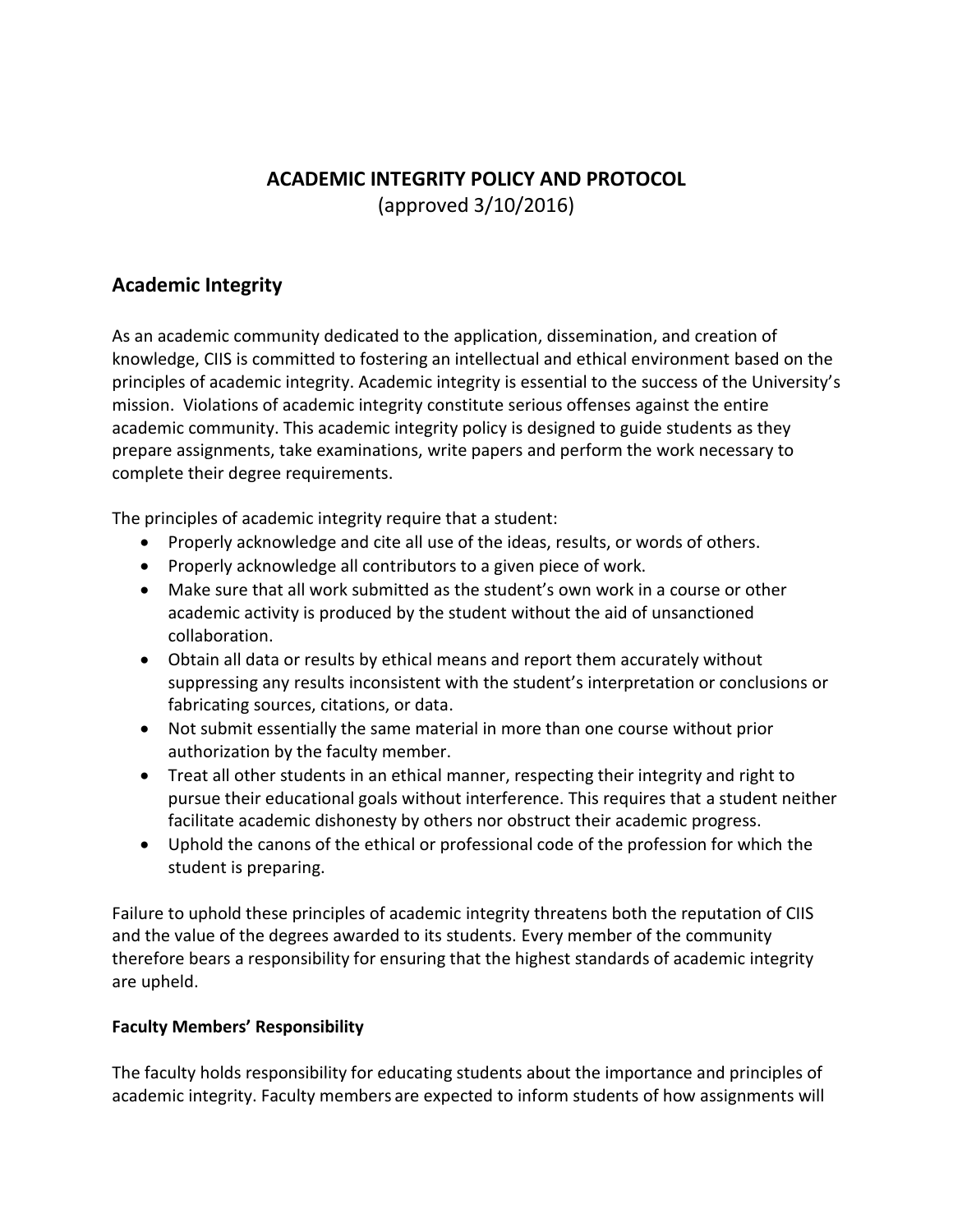# ACADEMIC INTEGRITY POLICY AND PROTOCOL

(approved 3/10/2016)

## Academic Integrity

As an academic community dedicated to the application, dissemination, and creation of knowledge, CIIS is committed to fostering an intellectual and ethical environment based on the principles of academic integrity. Academic integrity is essential to the success of the University's mission. Violations of academic integrity constitute serious offenses against the entire academic community. This academic integrity policy is designed to guide students as they prepare assignments, take examinations, write papers and perform the work necessary to complete their degree requirements.

The principles of academic integrity require that a student:

- Properly acknowledge and cite all use of the ideas, results, or words of others.
- Properly acknowledge all contributors to a given piece of work.
- Make sure that all work submitted as the student's own work in a course or other academic activity is produced by the student without the aid of unsanctioned collaboration.
- Obtain all data or results by ethical means and report them accurately without suppressing any results inconsistent with the student's interpretation or conclusions or fabricating sources, citations, or data.
- Not submit essentially the same material in more than one course without prior authorization by the faculty member.
- Treat all other students in an ethical manner, respecting their integrity and right to pursue their educational goals without interference. This requires that a student neither facilitate academic dishonesty by others nor obstruct their academic progress.
- Uphold the canons of the ethical or professional code of the profession for which the student is preparing.

Failure to uphold these principles of academic integrity threatens both the reputation of CIIS and the value of the degrees awarded to its students. Every member of the community therefore bears a responsibility for ensuring that the highest standards of academic integrity are upheld.

### Faculty Members' Responsibility

The faculty holds responsibility for educating students about the importance and principles of academic integrity. Faculty members are expected to inform students of how assignments will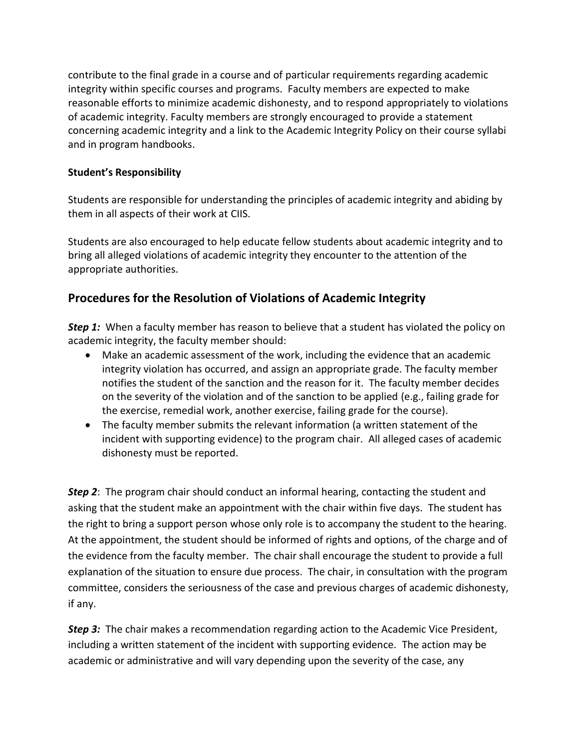contribute to the final grade in a course and of particular requirements regarding academic integrity within specific courses and programs. Faculty members are expected to make reasonable efforts to minimize academic dishonesty, and to respond appropriately to violations of academic integrity. Faculty members are strongly encouraged to provide a statement concerning academic integrity and a link to the Academic Integrity Policy on their course syllabi and in program handbooks.

**Student's Responsibility**

Students are responsible for understanding the principles of academic integrity and abiding by them in all aspects of their work at CIIS.

Students are also encouraged to help educate fellow students about academic integrity and to bring all alleged violations of academic integrity they encounter to the attention of the appropriate authorities.

## Procedures for the Resolution of Violations of Academic Integrity

***Step 1:*** When a faculty member has reason to believe that a student has violated the policy on academic integrity, the faculty member should:

- Make an academic assessment of the work, including the evidence that an academic integrity violation has occurred, and assign an appropriate grade. The faculty member notifies the student of the sanction and the reason for it. The faculty member decides on the severity of the violation and of the sanction to be applied (e.g., failing grade for the exercise, remedial work, another exercise, failing grade for the course).
- The faculty member submits the relevant information (a written statement of the incident with supporting evidence) to the program chair. All alleged cases of academic dishonesty must be reported.

***Step 2***: The program chair should conduct an informal hearing, contacting the student and asking that the student make an appointment with the chair within five days. The student has the right to bring a support person whose only role is to accompany the student to the hearing. At the appointment, the student should be informed of rights and options, of the charge and of the evidence from the faculty member. The chair shall encourage the student to provide a full explanation of the situation to ensure due process. The chair, in consultation with the program committee, considers the seriousness of the case and previous charges of academic dishonesty, if any.

***Step 3:*** The chair makes a recommendation regarding action to the Academic Vice President, including a written statement of the incident with supporting evidence. The action may be academic or administrative and will vary depending upon the severity of the case, any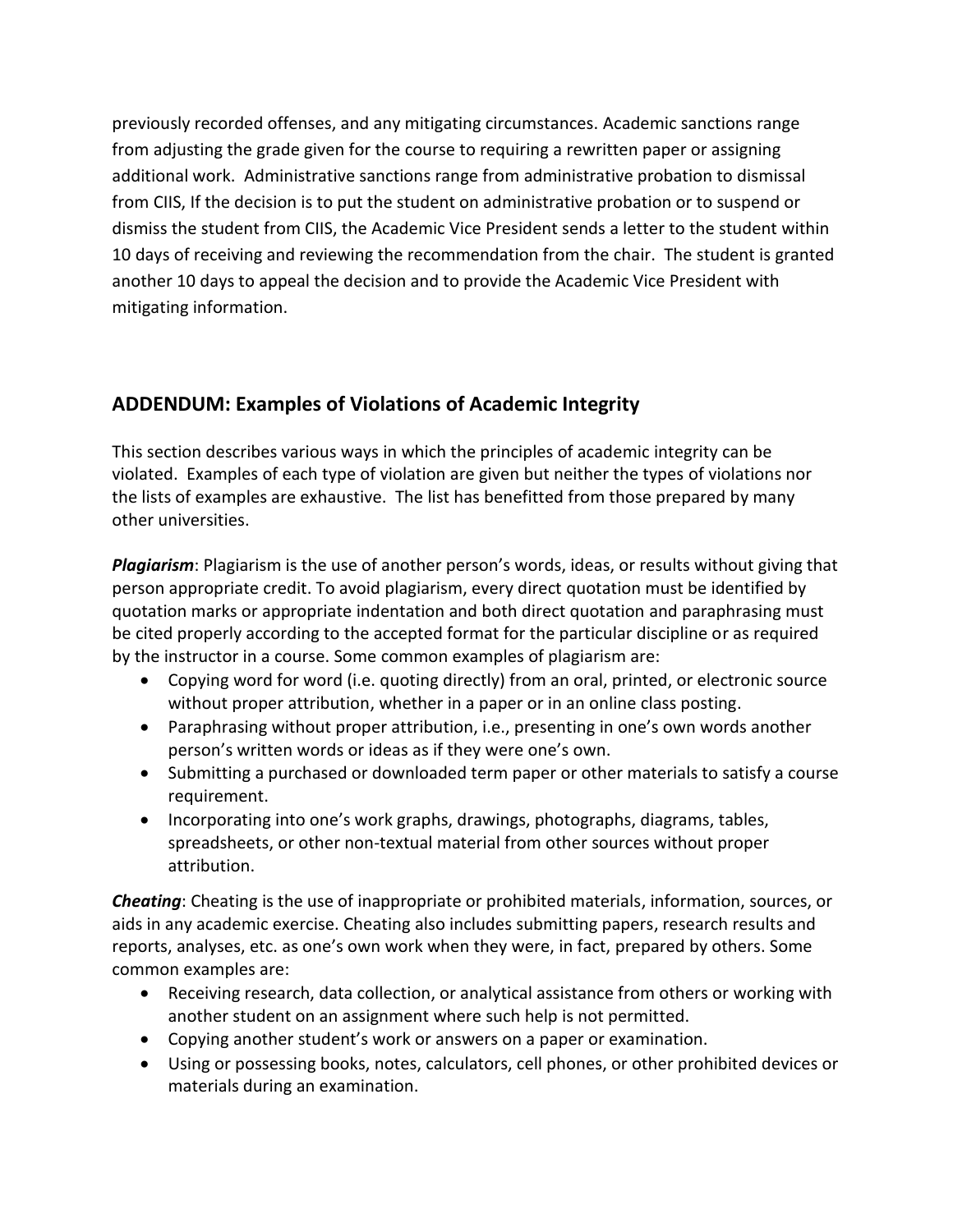previously recorded offenses, and any mitigating circumstances. Academic sanctions range from adjusting the grade given for the course to requiring a rewritten paper or assigning additional work. Administrative sanctions range from administrative probation to dismissal from CIIS, If the decision is to put the student on administrative probation or to suspend or dismiss the student from CIIS, the Academic Vice President sends a letter to the student within 10 days of receiving and reviewing the recommendation from the chair. The student is granted another 10 days to appeal the decision and to provide the Academic Vice President with mitigating information.

## ADDENDUM: Examples of Violations of Academic Integrity

This section describes various ways in which the principles of academic integrity can be violated. Examples of each type of violation are given but neither the types of violations nor the lists of examples are exhaustive. The list has benefitted from those prepared by many other universities.

***Plagiarism***: Plagiarism is the use of another person's words, ideas, or results without giving that person appropriate credit. To avoid plagiarism, every direct quotation must be identified by quotation marks or appropriate indentation and both direct quotation and paraphrasing must be cited properly according to the accepted format for the particular discipline or as required by the instructor in a course. Some common examples of plagiarism are:

- Copying word for word (i.e. quoting directly) from an oral, printed, or electronic source without proper attribution, whether in a paper or in an online class posting.
- Paraphrasing without proper attribution, i.e., presenting in one's own words another person's written words or ideas as if they were one's own.
- Submitting a purchased or downloaded term paper or other materials to satisfy a course requirement.
- Incorporating into one's work graphs, drawings, photographs, diagrams, tables, spreadsheets, or other non-textual material from other sources without proper attribution.

***Cheating***: Cheating is the use of inappropriate or prohibited materials, information, sources, or aids in any academic exercise. Cheating also includes submitting papers, research results and reports, analyses, etc. as one's own work when they were, in fact, prepared by others. Some common examples are:

- Receiving research, data collection, or analytical assistance from others or working with another student on an assignment where such help is not permitted.
- Copying another student's work or answers on a paper or examination.
- Using or possessing books, notes, calculators, cell phones, or other prohibited devices or materials during an examination.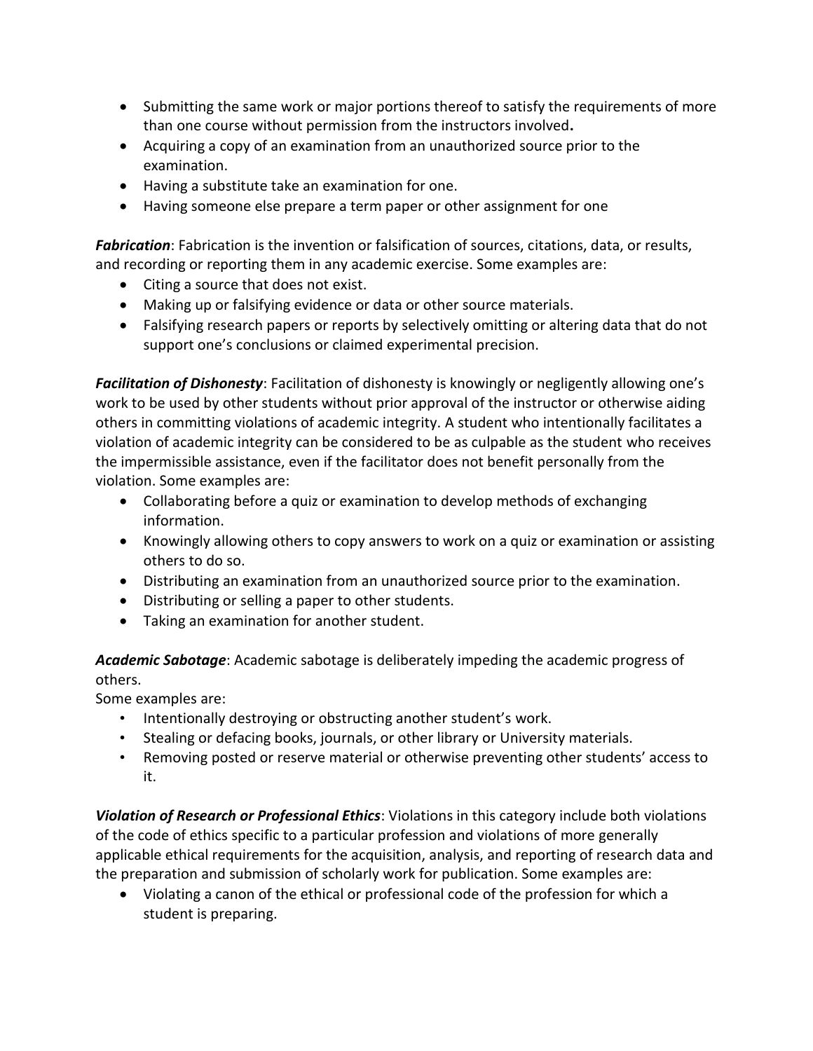- Submitting the same work or major portions thereof to satisfy the requirements of more than one course without permission from the instructors involved**.**
- Acquiring a copy of an examination from an unauthorized source prior to the examination.
- Having a substitute take an examination for one.
- Having someone else prepare a term paper or other assignment for one

***Fabrication***: Fabrication is the invention or falsification of sources, citations, data, or results, and recording or reporting them in any academic exercise. Some examples are:

- Citing a source that does not exist.
- Making up or falsifying evidence or data or other source materials.
- Falsifying research papers or reports by selectively omitting or altering data that do not support one's conclusions or claimed experimental precision.

***Facilitation of Dishonesty***: Facilitation of dishonesty is knowingly or negligently allowing one's work to be used by other students without prior approval of the instructor or otherwise aiding others in committing violations of academic integrity. A student who intentionally facilitates a violation of academic integrity can be considered to be as culpable as the student who receives the impermissible assistance, even if the facilitator does not benefit personally from the violation. Some examples are:

- Collaborating before a quiz or examination to develop methods of exchanging information.
- Knowingly allowing others to copy answers to work on a quiz or examination or assisting others to do so.
- Distributing an examination from an unauthorized source prior to the examination.
- Distributing or selling a paper to other students.
- Taking an examination for another student.

***Academic Sabotage***: Academic sabotage is deliberately impeding the academic progress of others.

Some examples are:

- Intentionally destroying or obstructing another student's work.
- Stealing or defacing books, journals, or other library or University materials.
- Removing posted or reserve material or otherwise preventing other students' access to it.

***Violation of Research or Professional Ethics***: Violations in this category include both violations of the code of ethics specific to a particular profession and violations of more generally applicable ethical requirements for the acquisition, analysis, and reporting of research data and the preparation and submission of scholarly work for publication. Some examples are:

- Violating a canon of the ethical or professional code of the profession for which a student is preparing.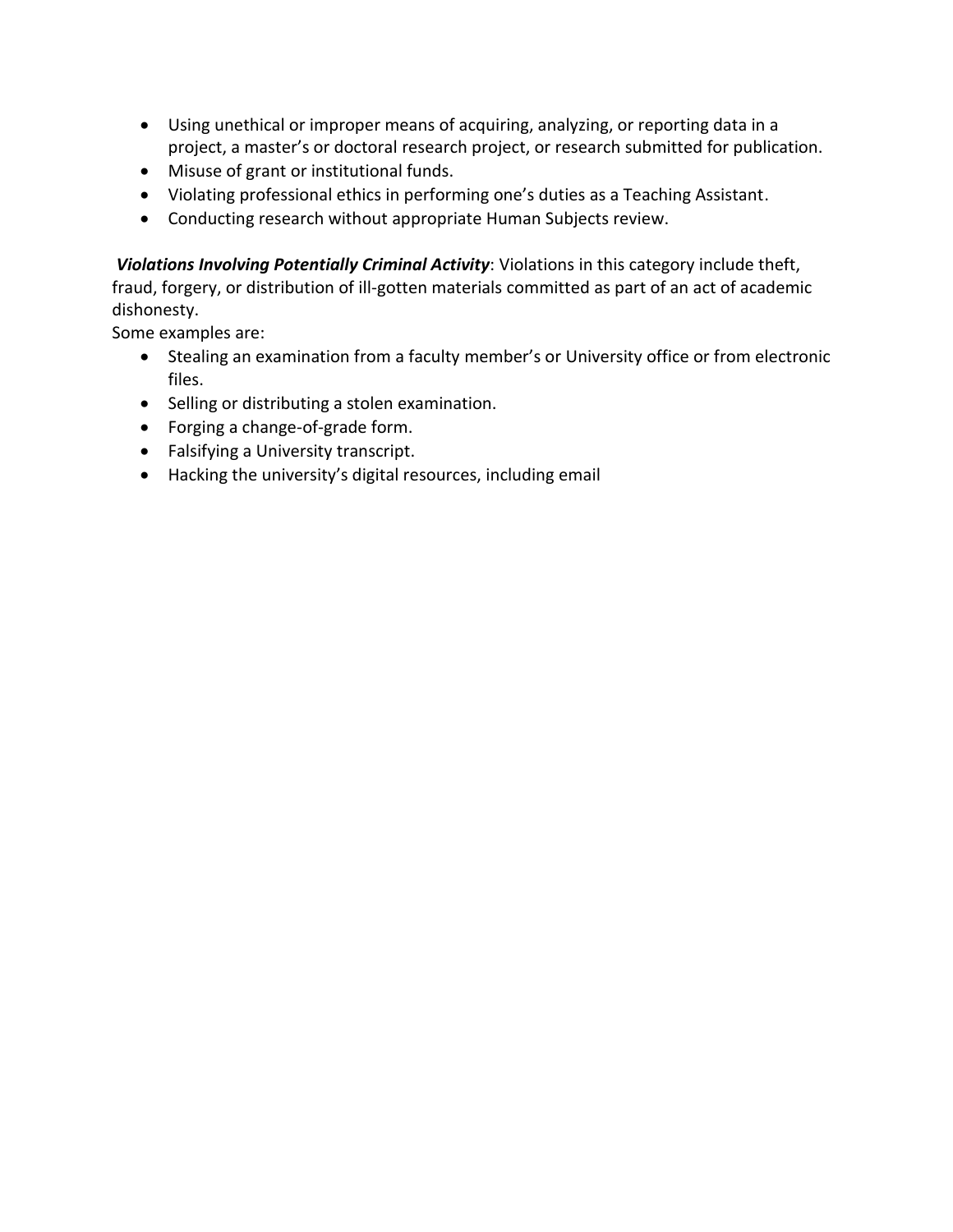- Using unethical or improper means of acquiring, analyzing, or reporting data in a project, a master's or doctoral research project, or research submitted for publication.
- Misuse of grant or institutional funds.
- Violating professional ethics in performing one's duties as a Teaching Assistant.
- Conducting research without appropriate Human Subjects review.

***Violations Involving Potentially Criminal Activity***: Violations in this category include theft, fraud, forgery, or distribution of ill-gotten materials committed as part of an act of academic dishonesty.

Some examples are:

- Stealing an examination from a faculty member's or University office or from electronic files.
- Selling or distributing a stolen examination.
- Forging a change-of-grade form.
- Falsifying a University transcript.
- Hacking the university's digital resources, including email